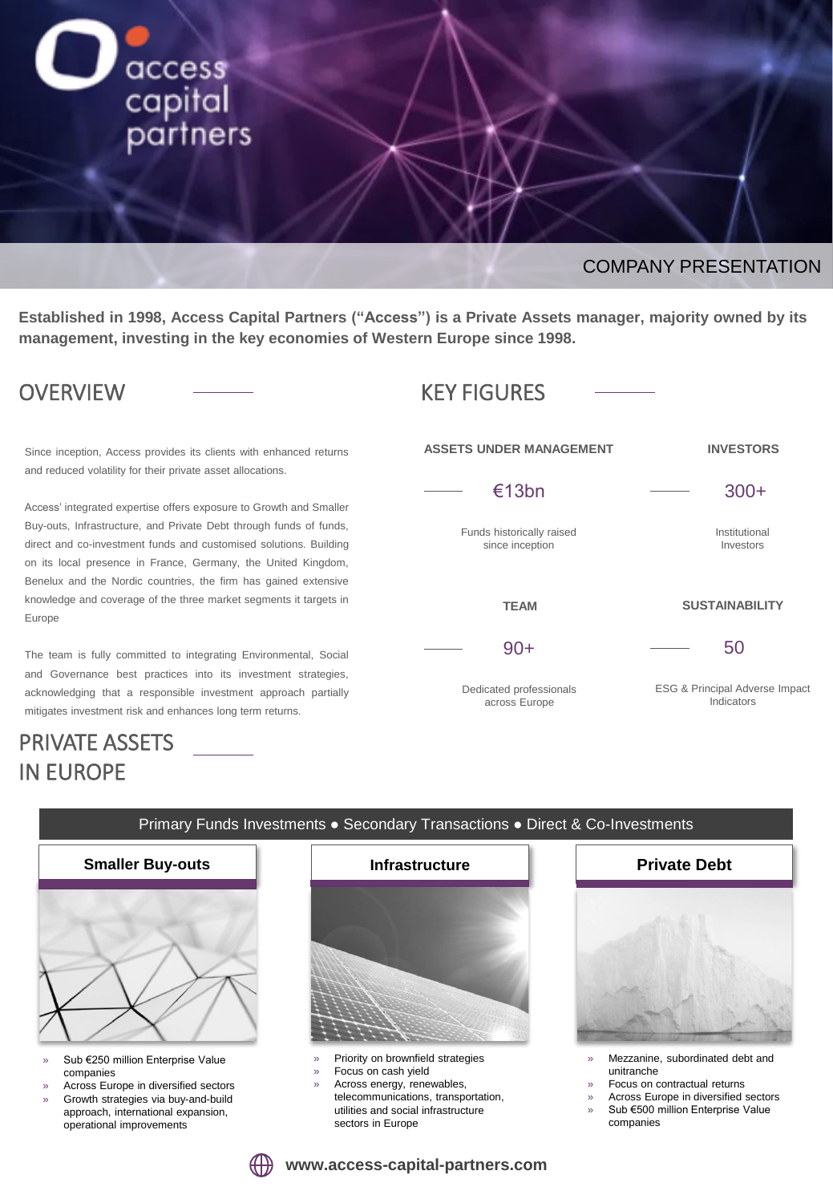access capital partners

COMPANY PRESENTATION

**Established in 1998, Access Capital Partners ("Access") is a Private Assets manager, majority owned by its management, investing in the key economies of Western Europe since 1998.**

## OVERVIEW

Since inception, Access provides its clients with enhanced returns and reduced volatility for their private asset allocations.

Access' integrated expertise offers exposure to Growth and Smaller Buy-outs, Infrastructure, and Private Debt through funds of funds, direct and co-investment funds and customised solutions. Building on its local presence in France, Germany, the United Kingdom, Benelux and the Nordic countries, the firm has gained extensive knowledge and coverage of the three market segments it targets in Europe

The team is fully committed to integrating Environmental, Social and Governance best practices into its investment strategies, acknowledging that a responsible investment approach partially mitigates investment risk and enhances long term returns.

## KEY FIGURES

**ASSETS UNDER MANAGEMENT**

€13bn

Funds historically raised since inception

**INVESTORS**

300+

Institutional Investors

**TEAM**

90+

Dedicated professionals across Europe

**SUSTAINABILITY**

50

ESG & Principal Adverse Impact Indicators

## PRIVATE ASSETS IN EUROPE

Primary Funds Investments ● Secondary Transactions ● Direct & Co-Investments

### Smaller Buy-outs

- Sub €250 million Enterprise Value companies
- Across Europe in diversified sectors
- Growth strategies via buy-and-build approach, international expansion, operational improvements

### Infrastructure

- Priority on brownfield strategies
- Focus on cash yield
- Across energy, renewables, telecommunications, transportation, utilities and social infrastructure sectors in Europe

### Private Debt

- Mezzanine, subordinated debt and unitranche
- Focus on contractual returns
- Across Europe in diversified sectors
- Sub €500 million Enterprise Value companies

**www.access-capital-partners.com**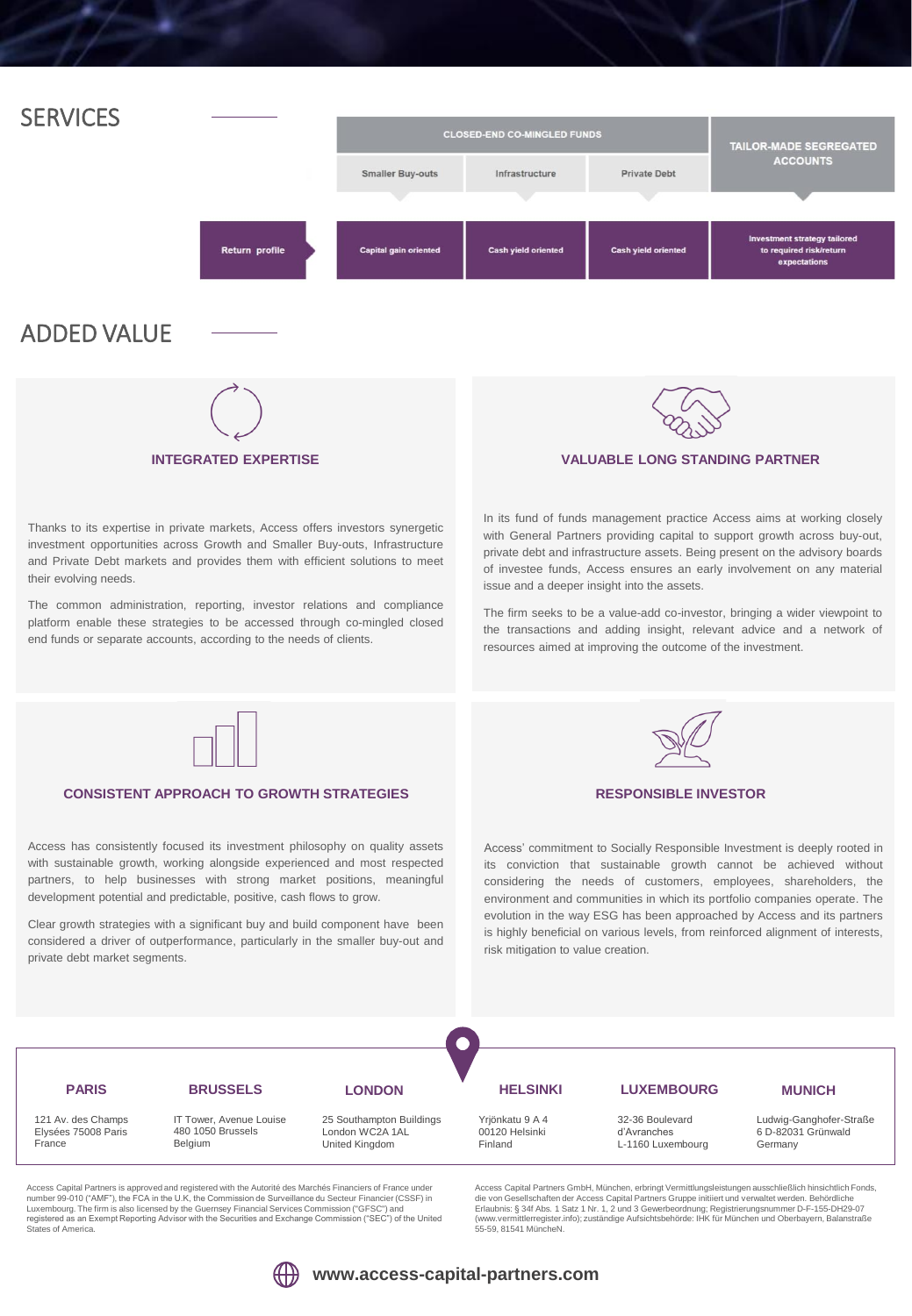## SERVICES

| | CLOSED-END CO-MINGLED FUNDS | | | TAILOR-MADE SEGREGATED ACCOUNTS |
|---|---|---|---|---|
| | Smaller Buy-outs | Infrastructure | Private Debt | |
| Return profile | Capital gain oriented | Cash yield oriented | Cash yield oriented | Investment strategy tailored to required risk/return expectations |

## ADDED VALUE

### INTEGRATED EXPERTISE

Thanks to its expertise in private markets, Access offers investors synergetic investment opportunities across Growth and Smaller Buy-outs, Infrastructure and Private Debt markets and provides them with efficient solutions to meet their evolving needs.

The common administration, reporting, investor relations and compliance platform enable these strategies to be accessed through co-mingled closed end funds or separate accounts, according to the needs of clients.

### VALUABLE LONG STANDING PARTNER

In its fund of funds management practice Access aims at working closely with General Partners providing capital to support growth across buy-out, private debt and infrastructure assets. Being present on the advisory boards of investee funds, Access ensures an early involvement on any material issue and a deeper insight into the assets.

The firm seeks to be a value-add co-investor, bringing a wider viewpoint to the transactions and adding insight, relevant advice and a network of resources aimed at improving the outcome of the investment.

### CONSISTENT APPROACH TO GROWTH STRATEGIES

Access has consistently focused its investment philosophy on quality assets with sustainable growth, working alongside experienced and most respected partners, to help businesses with strong market positions, meaningful development potential and predictable, positive, cash flows to grow.

Clear growth strategies with a significant buy and build component have been considered a driver of outperformance, particularly in the smaller buy-out and private debt market segments.

### RESPONSIBLE INVESTOR

Access' commitment to Socially Responsible Investment is deeply rooted in its conviction that sustainable growth cannot be achieved without considering the needs of customers, employees, shareholders, the environment and communities in which its portfolio companies operate. The evolution in the way ESG has been approached by Access and its partners is highly beneficial on various levels, from reinforced alignment of interests, risk mitigation to value creation.

**PARIS**
121 Av. des Champs Elysées 75008 Paris
France

**BRUSSELS**
IT Tower, Avenue Louise 480 1050 Brussels
Belgium

**LONDON**
25 Southampton Buildings
London WC2A 1AL
United Kingdom

**HELSINKI**
Yrjönkatu 9 A 4
00120 Helsinki
Finland

**LUXEMBOURG**
32-36 Boulevard d'Avranches
L-1160 Luxembourg

**MUNICH**
Ludwig-Ganghofer-Straße 6 D-82031 Grünwald
Germany

Access Capital Partners is approved and registered with the Autorité des Marchés Financiers of France under number 99-010 ("AMF"), the FCA in the U.K, the Commission de Surveillance du Secteur Financier (CSSF) in Luxembourg. The firm is also licensed by the Guernsey Financial Services Commission ("GFSC") and registered as an Exempt Reporting Advisor with the Securities and Exchange Commission ("SEC") of the United States of America.

Access Capital Partners GmbH, München, erbringt Vermittlungsleistungen ausschließlich hinsichtlich Fonds, die von Gesellschaften der Access Capital Partners Gruppe initiiert und verwaltet werden. Behördliche Erlaubnis: § 34f Abs. 1 Satz 1 Nr. 1, 2 und 3 Gewerbeordnung; Registrierungsnummer D-F-155-DH29-07 (www.vermittlerregister.info); zuständige Aufsichtsbehörde: IHK für München und Oberbayern, Balanstraße 55-59, 81541 MüncheN.

**www.access-capital-partners.com**